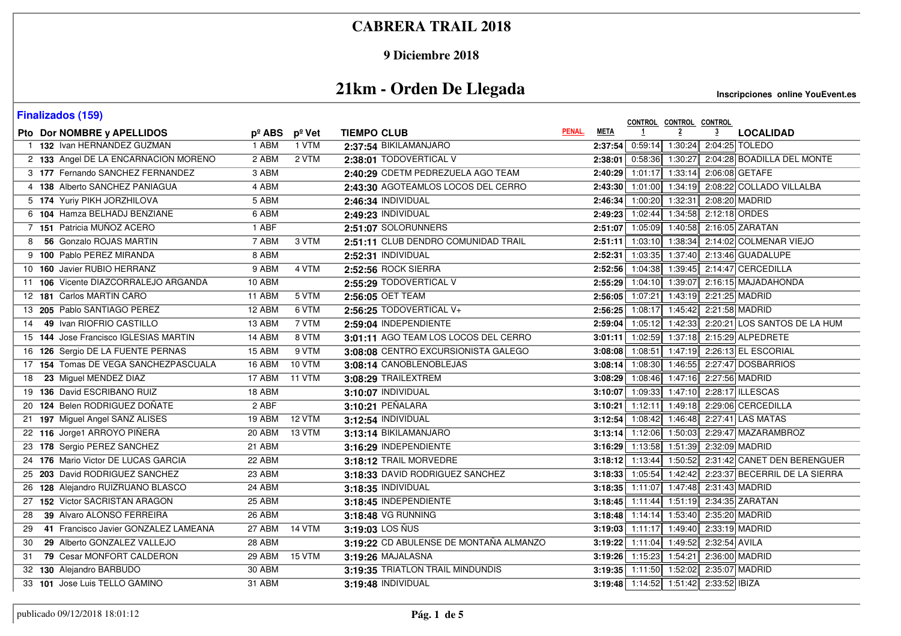# CABRERA TRAIL 2018

**9 Diciembre 2018**

## 21km - Orden De Llegada

**Inscripciones online YouEvent.es**

**Finalizados (159)**

| Pto | Dor | NOMBRE y APELLIDOS | pº ABS | pº Vet | TIEMPO | CLUB | PENAL. | META | CONTROL 1 | CONTROL 2 | CONTROL 3 | LOCALIDAD |
|---|---|---|---|---|---|---|---|---|---|---|---|---|
| 1 | 132 | Ivan HERNANDEZ GUZMAN | 1 ABM | 1 VTM | 2:37:54 | BIKILAMANJARO | | 2:37:54 | 0:59:14 | 1:30:24 | 2:04:25 | TOLEDO |
| 2 | 133 | Angel DE LA ENCARNACION MORENO | 2 ABM | 2 VTM | 2:38:01 | TODOVERTICAL V | | 2:38:01 | 0:58:36 | 1:30:27 | 2:04:28 | BOADILLA DEL MONTE |
| 3 | 177 | Fernando SANCHEZ FERNANDEZ | 3 ABM | | 2:40:29 | CDETM PEDREZUELA AGO TEAM | | 2:40:29 | 1:01:17 | 1:33:14 | 2:06:08 | GETAFE |
| 4 | 138 | Alberto SANCHEZ PANIAGUA | 4 ABM | | 2:43:30 | AGOTEAMLOS LOCOS DEL CERRO | | 2:43:30 | 1:01:00 | 1:34:19 | 2:08:22 | COLLADO VILLALBA |
| 5 | 174 | Yuriy PIKH JORZHILOVA | 5 ABM | | 2:46:34 | INDIVIDUAL | | 2:46:34 | 1:00:20 | 1:32:31 | 2:08:20 | MADRID |
| 6 | 104 | Hamza BELHADJ BENZIANE | 6 ABM | | 2:49:23 | INDIVIDUAL | | 2:49:23 | 1:02:44 | 1:34:58 | 2:12:18 | ORDES |
| 7 | 151 | Patricia MUÑOZ ACERO | 1 ABF | | 2:51:07 | SOLORUNNERS | | 2:51:07 | 1:05:09 | 1:40:58 | 2:16:05 | ZARATAN |
| 8 | 56 | Gonzalo ROJAS MARTIN | 7 ABM | 3 VTM | 2:51:11 | CLUB DENDRO COMUNIDAD TRAIL | | 2:51:11 | 1:03:10 | 1:38:34 | 2:14:02 | COLMENAR VIEJO |
| 9 | 100 | Pablo PEREZ MIRANDA | 8 ABM | | 2:52:31 | INDIVIDUAL | | 2:52:31 | 1:03:35 | 1:37:40 | 2:13:46 | GUADALUPE |
| 10 | 160 | Javier RUBIO HERRANZ | 9 ABM | 4 VTM | 2:52:56 | ROCK SIERRA | | 2:52:56 | 1:04:38 | 1:39:45 | 2:14:47 | CERCEDILLA |
| 11 | 106 | Vicente DIAZCORRALEJO ARGANDA | 10 ABM | | 2:55:29 | TODOVERTICAL V | | 2:55:29 | 1:04:10 | 1:39:07 | 2:16:15 | MAJADAHONDA |
| 12 | 181 | Carlos MARTIN CARO | 11 ABM | 5 VTM | 2:56:05 | OET TEAM | | 2:56:05 | 1:07:21 | 1:43:19 | 2:21:25 | MADRID |
| 13 | 205 | Pablo SANTIAGO PEREZ | 12 ABM | 6 VTM | 2:56:25 | TODOVERTICAL V+ | | 2:56:25 | 1:08:17 | 1:45:42 | 2:21:58 | MADRID |
| 14 | 49 | Ivan RIOFRIO CASTILLO | 13 ABM | 7 VTM | 2:59:04 | INDEPENDIENTE | | 2:59:04 | 1:05:12 | 1:42:33 | 2:20:21 | LOS SANTOS DE LA HUM |
| 15 | 144 | Jose Francisco IGLESIAS MARTIN | 14 ABM | 8 VTM | 3:01:11 | AGO TEAM LOS LOCOS DEL CERRO | | 3:01:11 | 1:02:59 | 1:37:18 | 2:15:29 | ALPEDRETE |
| 16 | 126 | Sergio DE LA FUENTE PERNAS | 15 ABM | 9 VTM | 3:08:08 | CENTRO EXCURSIONISTA GALEGO | | 3:08:08 | 1:08:51 | 1:47:19 | 2:26:13 | EL ESCORIAL |
| 17 | 154 | Tomas DE VEGA SANCHEZPASCUALA | 16 ABM | 10 VTM | 3:08:14 | CANOBLENOBLEJAS | | 3:08:14 | 1:08:30 | 1:46:55 | 2:27:47 | DOSBARRIOS |
| 18 | 23 | Miguel MENDEZ DIAZ | 17 ABM | 11 VTM | 3:08:29 | TRAILEXTREM | | 3:08:29 | 1:08:46 | 1:47:16 | 2:27:56 | MADRID |
| 19 | 136 | David ESCRIBANO RUIZ | 18 ABM | | 3:10:07 | INDIVIDUAL | | 3:10:07 | 1:09:33 | 1:47:10 | 2:28:17 | ILLESCAS |
| 20 | 124 | Belen RODRIGUEZ DOÑATE | 2 ABF | | 3:10:21 | PEÑALARA | | 3:10:21 | 1:12:11 | 1:49:18 | 2:29:06 | CERCEDILLA |
| 21 | 197 | Miguel Angel SANZ ALISES | 19 ABM | 12 VTM | 3:12:54 | INDIVIDUAL | | 3:12:54 | 1:08:42 | 1:46:48 | 2:27:41 | LAS MATAS |
| 22 | 116 | Jorge1 ARROYO PIÑERA | 20 ABM | 13 VTM | 3:13:14 | BIKILAMANJARO | | 3:13:14 | 1:12:06 | 1:50:03 | 2:29:47 | MAZARAMBROZ |
| 23 | 178 | Sergio PEREZ SANCHEZ | 21 ABM | | 3:16:29 | INDEPENDIENTE | | 3:16:29 | 1:13:58 | 1:51:39 | 2:32:09 | MADRID |
| 24 | 176 | Mario Victor DE LUCAS GARCIA | 22 ABM | | 3:18:12 | TRAIL MORVEDRE | | 3:18:12 | 1:13:44 | 1:50:52 | 2:31:42 | CANET DEN BERENGUER |
| 25 | 203 | David RODRIGUEZ SANCHEZ | 23 ABM | | 3:18:33 | DAVID RODRIGUEZ SANCHEZ | | 3:18:33 | 1:05:54 | 1:42:42 | 2:23:37 | BECERRIL DE LA SIERRA |
| 26 | 128 | Alejandro RUIZRUANO BLASCO | 24 ABM | | 3:18:35 | INDIVIDUAL | | 3:18:35 | 1:11:07 | 1:47:48 | 2:31:43 | MADRID |
| 27 | 152 | Victor SACRISTAN ARAGON | 25 ABM | | 3:18:45 | INDEPENDIENTE | | 3:18:45 | 1:11:44 | 1:51:19 | 2:34:35 | ZARATAN |
| 28 | 39 | Alvaro ALONSO FERREIRA | 26 ABM | | 3:18:48 | VG RUNNING | | 3:18:48 | 1:14:14 | 1:53:40 | 2:35:20 | MADRID |
| 29 | 41 | Francisco Javier GONZALEZ LAMEANA | 27 ABM | 14 VTM | 3:19:03 | LOS ÑUS | | 3:19:03 | 1:11:17 | 1:49:40 | 2:33:19 | MADRID |
| 30 | 29 | Alberto GONZALEZ VALLEJO | 28 ABM | | 3:19:22 | CD ABULENSE DE MONTAÑA ALMANZO | | 3:19:22 | 1:11:04 | 1:49:52 | 2:32:54 | AVILA |
| 31 | 79 | Cesar MONFORT CALDERON | 29 ABM | 15 VTM | 3:19:26 | MAJALASNA | | 3:19:26 | 1:15:23 | 1:54:21 | 2:36:00 | MADRID |
| 32 | 130 | Alejandro BARBUDO | 30 ABM | | 3:19:35 | TRIATLON TRAIL MINDUNDIS | | 3:19:35 | 1:11:50 | 1:52:02 | 2:35:07 | MADRID |
| 33 | 101 | Jose Luis TELLO GAMINO | 31 ABM | | 3:19:48 | INDIVIDUAL | | 3:19:48 | 1:14:52 | 1:51:42 | 2:33:52 | IBIZA |

publicado 09/12/2018 18:01:12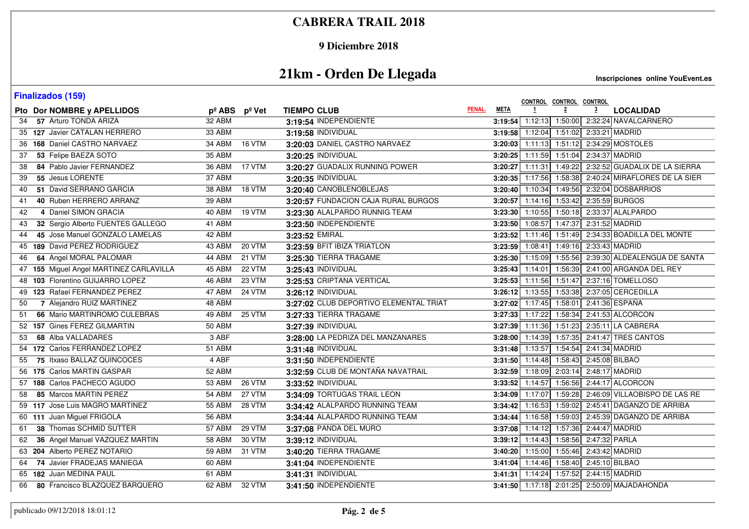# CABRERA TRAIL 2018

**9 Diciembre 2018**

## 21km - Orden De Llegada

Inscripciones online YouEvent.es

**Finalizados (159)**

| Pto | Dor | NOMBRE y APELLIDOS | pº ABS | pº Vet | TIEMPO | CLUB | PENAL. | META | CONTROL 1 | CONTROL 2 | CONTROL 3 | LOCALIDAD |
|---|---|---|---|---|---|---|---|---|---|---|---|---|
| 34 | 57 | Arturo TONDA ARIZA | 32 ABM | | 3:19:54 | INDEPENDIENTE | | 3:19:54 | 1:12:13 | 1:50:00 | 2:32:24 | NAVALCARNERO |
| 35 | 127 | Javier CATALAN HERRERO | 33 ABM | | 3:19:58 | INDIVIDUAL | | 3:19:58 | 1:12:04 | 1:51:02 | 2:33:21 | MADRID |
| 36 | 168 | Daniel CASTRO NARVAEZ | 34 ABM | 16 VTM | 3:20:03 | DANIEL CASTRO NARVAEZ | | 3:20:03 | 1:11:13 | 1:51:12 | 2:34:29 | MOSTOLES |
| 37 | 53 | Felipe BAEZA SOTO | 35 ABM | | 3:20:25 | INDIVIDUAL | | 3:20:25 | 1:11:59 | 1:51:04 | 2:34:37 | MADRID |
| 38 | 84 | Pablo Javier FERNANDEZ | 36 ABM | 17 VTM | 3:20:27 | GUADALIX RUNNING POWER | | 3:20:27 | 1:11:31 | 1:49:22 | 2:32:52 | GUADALIX DE LA SIERRA |
| 39 | 55 | Jesus LORENTE | 37 ABM | | 3:20:35 | INDIVIDUAL | | 3:20:35 | 1:17:56 | 1:58:38 | 2:40:24 | MIRAFLORES DE LA SIER |
| 40 | 51 | David SERRANO GARCIA | 38 ABM | 18 VTM | 3:20:40 | CANOBLENOBLEJAS | | 3:20:40 | 1:10:34 | 1:49:56 | 2:32:04 | DOSBARRIOS |
| 41 | 40 | Ruben HERRERO ARRANZ | 39 ABM | | 3:20:57 | FUNDACION CAJA RURAL BURGOS | | 3:20:57 | 1:14:16 | 1:53:42 | 2:35:59 | BURGOS |
| 42 | 4 | Daniel SIMON GRACIA | 40 ABM | 19 VTM | 3:23:30 | ALALPARDO RUNNIG TEAM | | 3:23:30 | 1:10:55 | 1:50:18 | 2:33:37 | ALALPARDO |
| 43 | 32 | Sergio Alberto FUENTES GALLEGO | 41 ABM | | 3:23:50 | INDEPENDIENTE | | 3:23:50 | 1:08:57 | 1:47:37 | 2:31:52 | MADRID |
| 44 | 45 | Jose Manuel GONZALO LAMELAS | 42 ABM | | 3:23:52 | EMIRAL | | 3:23:52 | 1:11:46 | 1:51:49 | 2:34:33 | BOADILLA DEL MONTE |
| 45 | 189 | David PEREZ RODRIGUEZ | 43 ABM | 20 VTM | 3:23:59 | BFIT IBIZA TRIATLON | | 3:23:59 | 1:08:41 | 1:49:16 | 2:33:43 | MADRID |
| 46 | 64 | Angel MORAL PALOMAR | 44 ABM | 21 VTM | 3:25:30 | TIERRA TRAGAME | | 3:25:30 | 1:15:09 | 1:55:56 | 2:39:30 | ALDEALENGUA DE SANTA |
| 47 | 155 | Miguel Angel MARTINEZ CARLAVILLA | 45 ABM | 22 VTM | 3:25:43 | INDIVIDUAL | | 3:25:43 | 1:14:01 | 1:56:39 | 2:41:00 | ARGANDA DEL REY |
| 48 | 103 | Florentino GUIJARRO LOPEZ | 46 ABM | 23 VTM | 3:25:53 | CRIPTANA VERTICAL | | 3:25:53 | 1:11:56 | 1:51:47 | 2:37:16 | TOMELLOSO |
| 49 | 123 | Rafael FERNANDEZ PEREZ | 47 ABM | 24 VTM | 3:26:12 | INDIVIDUAL | | 3:26:12 | 1:13:55 | 1:53:38 | 2:37:05 | CERCEDILLA |
| 50 | 7 | Alejandro RUIZ MARTINEZ | 48 ABM | | 3:27:02 | CLUB DEPORTIVO ELEMENTAL TRIAT | | 3:27:02 | 1:17:45 | 1:58:01 | 2:41:36 | ESPAÑA |
| 51 | 66 | Mario MARTINROMO CULEBRAS | 49 ABM | 25 VTM | 3:27:33 | TIERRA TRAGAME | | 3:27:33 | 1:17:22 | 1:58:34 | 2:41:53 | ALCORCON |
| 52 | 157 | Gines FEREZ GILMARTIN | 50 ABM | | 3:27:39 | INDIVIDUAL | | 3:27:39 | 1:11:36 | 1:51:23 | 2:35:11 | LA CABRERA |
| 53 | 68 | Alba VALLADARES | 3 ABF | | 3:28:00 | LA PEDRIZA DEL MANZANARES | | 3:28:00 | 1:14:39 | 1:57:35 | 2:41:47 | TRES CANTOS |
| 54 | 172 | Carlos FERRANDEZ LOPEZ | 51 ABM | | 3:31:48 | INDIVIDUAL | | 3:31:48 | 1:13:57 | 1:54:54 | 2:41:34 | MADRID |
| 55 | 75 | Itxaso BALLAZ QUINCOCES | 4 ABF | | 3:31:50 | INDEPENDIENTE | | 3:31:50 | 1:14:48 | 1:58:43 | 2:45:08 | BILBAO |
| 56 | 175 | Carlos MARTIN GASPAR | 52 ABM | | 3:32:59 | CLUB DE MONTAÑA NAVATRAIL | | 3:32:59 | 1:18:09 | 2:03:14 | 2:48:17 | MADRID |
| 57 | 188 | Carlos PACHECO AGUDO | 53 ABM | 26 VTM | 3:33:52 | INDIVIDUAL | | 3:33:52 | 1:14:57 | 1:56:56 | 2:44:17 | ALCORCON |
| 58 | 85 | Marcos MARTIN PEREZ | 54 ABM | 27 VTM | 3:34:09 | TORTUGAS TRAIL LEON | | 3:34:09 | 1:17:07 | 1:59:28 | 2:46:09 | VILLAOBISPO DE LAS RE |
| 59 | 117 | Jose Luis MAGRO MARTINEZ | 55 ABM | 28 VTM | 3:34:42 | ALALPARDO RUNNING TEAM | | 3:34:42 | 1:16:53 | 1:59:02 | 2:45:41 | DAGANZO DE ARRIBA |
| 60 | 111 | Juan Miguel FRIGOLA | 56 ABM | | 3:34:44 | ALALPARDO RUNNING TEAM | | 3:34:44 | 1:16:58 | 1:59:03 | 2:45:39 | DAGANZO DE ARRIBA |
| 61 | 38 | Thomas SCHMID SUTTER | 57 ABM | 29 VTM | 3:37:08 | PANDA DEL MURO | | 3:37:08 | 1:14:12 | 1:57:36 | 2:44:47 | MADRID |
| 62 | 36 | Angel Manuel VAZQUEZ MARTIN | 58 ABM | 30 VTM | 3:39:12 | INDIVIDUAL | | 3:39:12 | 1:14:43 | 1:58:56 | 2:47:32 | PARLA |
| 63 | 204 | Alberto PEREZ NOTARIO | 59 ABM | 31 VTM | 3:40:20 | TIERRA TRAGAME | | 3:40:20 | 1:15:00 | 1:55:46 | 2:43:42 | MADRID |
| 64 | 74 | Javier FRADEJAS MANIEGA | 60 ABM | | 3:41:04 | INDEPENDIENTE | | 3:41:04 | 1:14:46 | 1:58:40 | 2:45:10 | BILBAO |
| 65 | 182 | Juan MEDINA PAUL | 61 ABM | | 3:41:31 | INDIVIDUAL | | 3:41:31 | 1:14:24 | 1:57:52 | 2:44:15 | MADRID |
| 66 | 80 | Francisco BLAZQUEZ BARQUERO | 62 ABM | 32 VTM | 3:41:50 | INDEPENDIENTE | | 3:41:50 | 1:17:18 | 2:01:25 | 2:50:09 | MAJADAHONDA |

publicado 09/12/2018 18:01:12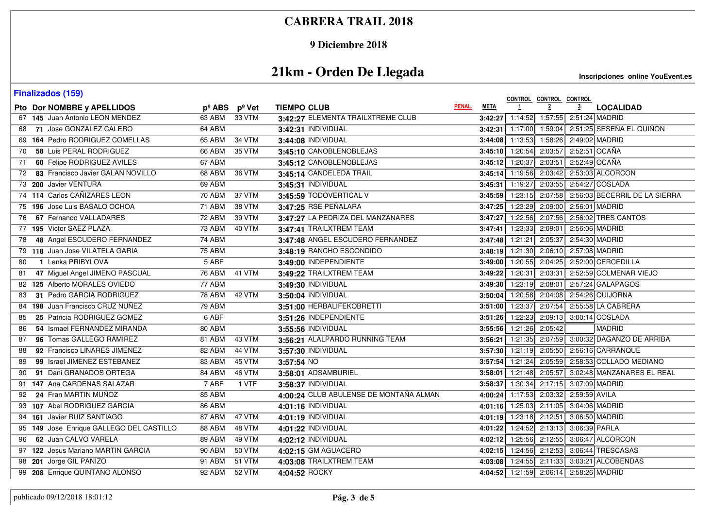# CABRERA TRAIL 2018

**9 Diciembre 2018**

## 21km - Orden De Llegada

Inscripciones online YouEvent.es

**Finalizados (159)**

| Pto | Dor | NOMBRE y APELLIDOS | pº ABS | pº Vet | TIEMPO | CLUB | PENAL. | META | CONTROL 1 | CONTROL 2 | CONTROL 3 | LOCALIDAD |
|---|---|---|---|---|---|---|---|---|---|---|---|---|
| 67 | 145 | Juan Antonio LEON MENDEZ | 63 ABM | 33 VTM | 3:42:27 | ELEMENTA TRAILXTREME CLUB | | 3:42:27 | 1:14:52 | 1:57:55 | 2:51:24 | MADRID |
| 68 | 71 | Jose GONZALEZ CALERO | 64 ABM | | 3:42:31 | INDIVIDUAL | | 3:42:31 | 1:17:00 | 1:59:04 | 2:51:25 | SESEÑA EL QUIÑON |
| 69 | 164 | Pedro RODRIGUEZ COMELLAS | 65 ABM | 34 VTM | 3:44:08 | INDIVIDUAL | | 3:44:08 | 1:13:53 | 1:58:26 | 2:49:02 | MADRID |
| 70 | 58 | Luis PERAL RODRIGUEZ | 66 ABM | 35 VTM | 3:45:10 | CANOBLENOBLEJAS | | 3:45:10 | 1:20:54 | 2:03:57 | 2:52:51 | OCAÑA |
| 71 | 60 | Felipe RODRIGUEZ AVILES | 67 ABM | | 3:45:12 | CANOBLENOBLEJAS | | 3:45:12 | 1:20:37 | 2:03:51 | 2:52:49 | OCAÑA |
| 72 | 83 | Francisco Javier GALAN NOVILLO | 68 ABM | 36 VTM | 3:45:14 | CANDELEDA TRAIL | | 3:45:14 | 1:19:56 | 2:03:42 | 2:53:03 | ALCORCON |
| 73 | 200 | Javier VENTURA | 69 ABM | | 3:45:31 | INDIVIDUAL | | 3:45:31 | 1:19:27 | 2:03:55 | 2:54:27 | COSLADA |
| 74 | 114 | Carlos CAÑIZARES LEON | 70 ABM | 37 VTM | 3:45:59 | TODOVERTICAL V | | 3:45:59 | 1:23:15 | 2:07:58 | 2:56:03 | BECERRIL DE LA SIERRA |
| 75 | 196 | Jose Luis BASALO OCHOA | 71 ABM | 38 VTM | 3:47:25 | RSE PEÑALARA | | 3:47:25 | 1:23:29 | 2:09:00 | 2:56:01 | MADRID |
| 76 | 67 | Fernando VALLADARES | 72 ABM | 39 VTM | 3:47:27 | LA PEDRIZA DEL MANZANARES | | 3:47:27 | 1:22:56 | 2:07:56 | 2:56:02 | TRES CANTOS |
| 77 | 195 | Victor SAEZ PLAZA | 73 ABM | 40 VTM | 3:47:41 | TRAILXTREM TEAM | | 3:47:41 | 1:23:33 | 2:09:01 | 2:56:06 | MADRID |
| 78 | 48 | Angel ESCUDERO FERNANDEZ | 74 ABM | | 3:47:48 | ANGEL ESCUDERO FERNANDEZ | | 3:47:48 | 1:21:21 | 2:05:37 | 2:54:30 | MADRID |
| 79 | 118 | Juan Jose VILATELA GARIA | 75 ABM | | 3:48:19 | RANCHO ESCONDIDO | | 3:48:19 | 1:21:30 | 2:06:10 | 2:57:08 | MADRID |
| 80 | 1 | Lenka PRIBYLOVA | 5 ABF | | 3:49:00 | INDEPENDIENTE | | 3:49:00 | 1:20:55 | 2:04:25 | 2:52:00 | CERCEDILLA |
| 81 | 47 | Miguel Angel JIMENO PASCUAL | 76 ABM | 41 VTM | 3:49:22 | TRAILXTREM TEAM | | 3:49:22 | 1:20:31 | 2:03:31 | 2:52:59 | COLMENAR VIEJO |
| 82 | 125 | Alberto MORALES OVIEDO | 77 ABM | | 3:49:30 | INDIVIDUAL | | 3:49:30 | 1:23:19 | 2:08:01 | 2:57:24 | GALAPAGOS |
| 83 | 31 | Pedro GARCIA RODRIGUEZ | 78 ABM | 42 VTM | 3:50:04 | INDIVIDUAL | | 3:50:04 | 1:20:58 | 2:04:08 | 2:54:26 | QUIJORNA |
| 84 | 198 | Juan Francisco CRUZ NUÑEZ | 79 ABM | | 3:51:00 | HERBALIFEKOBRETTI | | 3:51:00 | 1:23:37 | 2:07:54 | 2:55:58 | LA CABRERA |
| 85 | 25 | Patricia RODRIGUEZ GOMEZ | 6 ABF | | 3:51:26 | INDEPENDIENTE | | 3:51:26 | 1:22:23 | 2:09:13 | 3:00:14 | COSLADA |
| 86 | 54 | Ismael FERNANDEZ MIRANDA | 80 ABM | | 3:55:56 | INDIVIDUAL | | 3:55:56 | 1:21:26 | 2:05:42 | | MADRID |
| 87 | 96 | Tomas GALLEGO RAMIREZ | 81 ABM | 43 VTM | 3:56:21 | ALALPARDO RUNNING TEAM | | 3:56:21 | 1:21:35 | 2:07:59 | 3:00:32 | DAGANZO DE ARRIBA |
| 88 | 92 | Francisco LINARES JIMENEZ | 82 ABM | 44 VTM | 3:57:30 | INDIVIDUAL | | 3:57:30 | 1:21:19 | 2:05:50 | 2:56:16 | CARRANQUE |
| 89 | 99 | Israel JIMENEZ ESTEBANEZ | 83 ABM | 45 VTM | 3:57:54 | NO | | 3:57:54 | 1:21:24 | 2:05:59 | 2:58:53 | COLLADO MEDIANO |
| 90 | 91 | Dani GRANADOS ORTEGA | 84 ABM | 46 VTM | 3:58:01 | ADSAMBURIEL | | 3:58:01 | 1:21:48 | 2:05:57 | 3:02:48 | MANZANARES EL REAL |
| 91 | 147 | Ana CARDENAS SALAZAR | 7 ABF | 1 VTF | 3:58:37 | INDIVIDUAL | | 3:58:37 | 1:30:34 | 2:17:15 | 3:07:09 | MADRID |
| 92 | 24 | Fran MARTIN MUÑOZ | 85 ABM | | 4:00:24 | CLUB ABULENSE DE MONTAÑA ALMAN | | 4:00:24 | 1:17:53 | 2:03:32 | 2:59:59 | AVILA |
| 93 | 107 | Abel RODRIGUEZ GARCIA | 86 ABM | | 4:01:16 | INDIVIDUAL | | 4:01:16 | 1:25:03 | 2:11:05 | 3:04:06 | MADRID |
| 94 | 161 | Javier RUIZ SANTIAGO | 87 ABM | 47 VTM | 4:01:19 | INDIVIDUAL | | 4:01:19 | 1:23:18 | 2:12:51 | 3:06:50 | MADRID |
| 95 | 149 | Jose Enrique GALLEGO DEL CASTILLO | 88 ABM | 48 VTM | 4:01:22 | INDIVIDUAL | | 4:01:22 | 1:24:52 | 2:13:13 | 3:06:39 | PARLA |
| 96 | 62 | Juan CALVO VARELA | 89 ABM | 49 VTM | 4:02:12 | INDIVIDUAL | | 4:02:12 | 1:25:56 | 2:12:55 | 3:06:47 | ALCORCON |
| 97 | 122 | Jesus Mariano MARTIN GARCIA | 90 ABM | 50 VTM | 4:02:15 | GM AGUACERO | | 4:02:15 | 1:24:56 | 2:12:53 | 3:06:44 | TRESCASAS |
| 98 | 201 | Jorge GIL PANIZO | 91 ABM | 51 VTM | 4:03:08 | TRAILXTREM TEAM | | 4:03:08 | 1:24:55 | 2:11:33 | 3:03:21 | ALCOBENDAS |
| 99 | 208 | Enrique QUINTANO ALONSO | 92 ABM | 52 VTM | 4:04:52 | ROCKY | | 4:04:52 | 1:21:59 | 2:06:14 | 2:58:26 | MADRID |

publicado 09/12/2018 18:01:12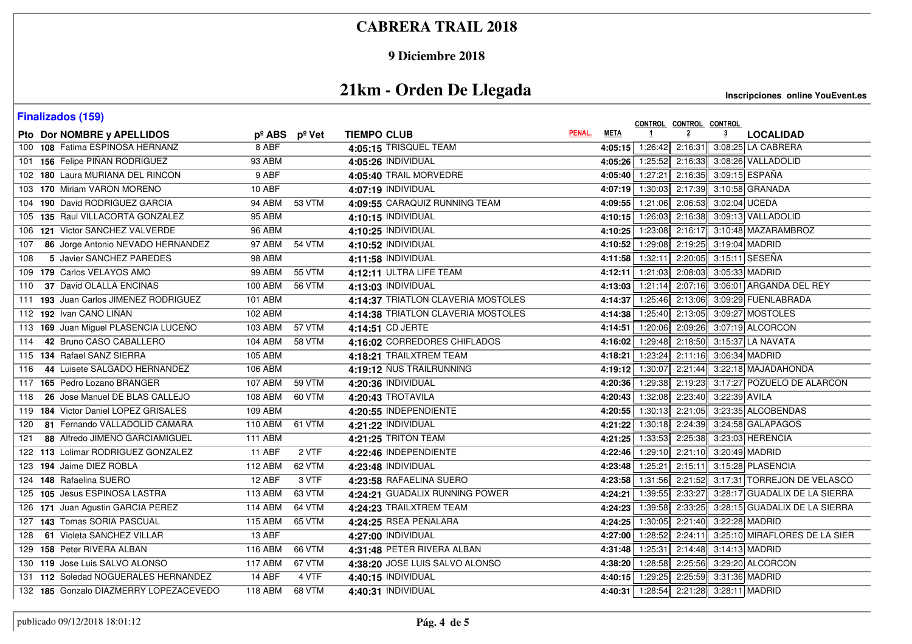# CABRERA TRAIL 2018

### 9 Diciembre 2018

## 21km - Orden De Llegada

**Inscripciones online YouEvent.es**

**Finalizados (159)**

| Pto | Dor | NOMBRE y APELLIDOS | pº ABS | pº Vet | TIEMPO | CLUB | PENAL. | META | CONTROL 1 | CONTROL 2 | CONTROL 3 | LOCALIDAD |
|---|---|---|---|---|---|---|---|---|---|---|---|---|
| 100 | 108 | Fatima ESPINOSA HERNANZ | 8 ABF | | 4:05:15 | TRISQUEL TEAM | | 4:05:15 | 1:26:42 | 2:16:31 | 3:08:25 | LA CABRERA |
| 101 | 156 | Felipe PIÑAN RODRIGUEZ | 93 ABM | | 4:05:26 | INDIVIDUAL | | 4:05:26 | 1:25:52 | 2:16:33 | 3:08:26 | VALLADOLID |
| 102 | 180 | Laura MURIANA DEL RINCON | 9 ABF | | 4:05:40 | TRAIL MORVEDRE | | 4:05:40 | 1:27:21 | 2:16:35 | 3:09:15 | ESPAÑA |
| 103 | 170 | Miriam VARON MORENO | 10 ABF | | 4:07:19 | INDIVIDUAL | | 4:07:19 | 1:30:03 | 2:17:39 | 3:10:58 | GRANADA |
| 104 | 190 | David RODRIGUEZ GARCIA | 94 ABM | 53 VTM | 4:09:55 | CARAQUIZ RUNNING TEAM | | 4:09:55 | 1:21:06 | 2:06:53 | 3:02:04 | UCEDA |
| 105 | 135 | Raul VILLACORTA GONZALEZ | 95 ABM | | 4:10:15 | INDIVIDUAL | | 4:10:15 | 1:26:03 | 2:16:38 | 3:09:13 | VALLADOLID |
| 106 | 121 | Victor SANCHEZ VALVERDE | 96 ABM | | 4:10:25 | INDIVIDUAL | | 4:10:25 | 1:23:08 | 2:16:17 | 3:10:48 | MAZARAMBROZ |
| 107 | 86 | Jorge Antonio NEVADO HERNANDEZ | 97 ABM | 54 VTM | 4:10:52 | INDIVIDUAL | | 4:10:52 | 1:29:08 | 2:19:25 | 3:19:04 | MADRID |
| 108 | 5 | Javier SANCHEZ PAREDES | 98 ABM | | 4:11:58 | INDIVIDUAL | | 4:11:58 | 1:32:11 | 2:20:05 | 3:15:11 | SESEÑA |
| 109 | 179 | Carlos VELAYOS AMO | 99 ABM | 55 VTM | 4:12:11 | ULTRA LIFE TEAM | | 4:12:11 | 1:21:03 | 2:08:03 | 3:05:33 | MADRID |
| 110 | 37 | David OLALLA ENCINAS | 100 ABM | 56 VTM | 4:13:03 | INDIVIDUAL | | 4:13:03 | 1:21:14 | 2:07:16 | 3:06:01 | ARGANDA DEL REY |
| 111 | 193 | Juan Carlos JIMENEZ RODRIGUEZ | 101 ABM | | 4:14:37 | TRIATLON CLAVERIA MOSTOLES | | 4:14:37 | 1:25:46 | 2:13:06 | 3:09:29 | FUENLABRADA |
| 112 | 192 | Ivan CANO LIÑAN | 102 ABM | | 4:14:38 | TRIATLON CLAVERIA MOSTOLES | | 4:14:38 | 1:25:40 | 2:13:05 | 3:09:27 | MOSTOLES |
| 113 | 169 | Juan Miguel PLASENCIA LUCEÑO | 103 ABM | 57 VTM | 4:14:51 | CD JERTE | | 4:14:51 | 1:20:06 | 2:09:26 | 3:07:19 | ALCORCON |
| 114 | 42 | Bruno CASO CABALLERO | 104 ABM | 58 VTM | 4:16:02 | CORREDORES CHIFLADOS | | 4:16:02 | 1:29:48 | 2:18:50 | 3:15:37 | LA NAVATA |
| 115 | 134 | Rafael SANZ SIERRA | 105 ABM | | 4:18:21 | TRAILXTREM TEAM | | 4:18:21 | 1:23:24 | 2:11:16 | 3:06:34 | MADRID |
| 116 | 44 | Luisete SALGADO HERNANDEZ | 106 ABM | | 4:19:12 | ÑUS TRAILRUNNING | | 4:19:12 | 1:30:07 | 2:21:44 | 3:22:18 | MAJADAHONDA |
| 117 | 165 | Pedro Lozano BRANGER | 107 ABM | 59 VTM | 4:20:36 | INDIVIDUAL | | 4:20:36 | 1:29:38 | 2:19:23 | 3:17:27 | POZUELO DE ALARCON |
| 118 | 26 | Jose Manuel DE BLAS CALLEJO | 108 ABM | 60 VTM | 4:20:43 | TROTAVILA | | 4:20:43 | 1:32:08 | 2:23:40 | 3:22:39 | AVILA |
| 119 | 184 | Victor Daniel LOPEZ GRISALES | 109 ABM | | 4:20:55 | INDEPENDIENTE | | 4:20:55 | 1:30:13 | 2:21:05 | 3:23:35 | ALCOBENDAS |
| 120 | 81 | Fernando VALLADOLID CAMARA | 110 ABM | 61 VTM | 4:21:22 | INDIVIDUAL | | 4:21:22 | 1:30:18 | 2:24:39 | 3:24:58 | GALAPAGOS |
| 121 | 88 | Alfredo JIMENO GARCIAMIGUEL | 111 ABM | | 4:21:25 | TRITON TEAM | | 4:21:25 | 1:33:53 | 2:25:38 | 3:23:03 | HERENCIA |
| 122 | 113 | Lolimar RODRIGUEZ GONZALEZ | 11 ABF | 2 VTF | 4:22:46 | INDEPENDIENTE | | 4:22:46 | 1:29:10 | 2:21:10 | 3:20:49 | MADRID |
| 123 | 194 | Jaime DIEZ ROBLA | 112 ABM | 62 VTM | 4:23:48 | INDIVIDUAL | | 4:23:48 | 1:25:21 | 2:15:11 | 3:15:28 | PLASENCIA |
| 124 | 148 | Rafaelina SUERO | 12 ABF | 3 VTF | 4:23:58 | RAFAELINA SUERO | | 4:23:58 | 1:31:56 | 2:21:52 | 3:17:31 | TORREJON DE VELASCO |
| 125 | 105 | Jesus ESPINOSA LASTRA | 113 ABM | 63 VTM | 4:24:21 | GUADALIX RUNNING POWER | | 4:24:21 | 1:39:55 | 2:33:27 | 3:28:17 | GUADALIX DE LA SIERRA |
| 126 | 171 | Juan Agustin GARCIA PEREZ | 114 ABM | 64 VTM | 4:24:23 | TRAILXTREM TEAM | | 4:24:23 | 1:39:58 | 2:33:25 | 3:28:15 | GUADALIX DE LA SIERRA |
| 127 | 143 | Tomas SORIA PASCUAL | 115 ABM | 65 VTM | 4:24:25 | RSEA PEÑALARA | | 4:24:25 | 1:30:05 | 2:21:40 | 3:22:28 | MADRID |
| 128 | 61 | Violeta SANCHEZ VILLAR | 13 ABF | | 4:27:00 | INDIVIDUAL | | 4:27:00 | 1:28:52 | 2:24:11 | 3:25:10 | MIRAFLORES DE LA SIER |
| 129 | 158 | Peter RIVERA ALBAN | 116 ABM | 66 VTM | 4:31:48 | PETER RIVERA ALBAN | | 4:31:48 | 1:25:31 | 2:14:48 | 3:14:13 | MADRID |
| 130 | 119 | Jose Luis SALVO ALONSO | 117 ABM | 67 VTM | 4:38:20 | JOSE LUIS SALVO ALONSO | | 4:38:20 | 1:28:58 | 2:25:56 | 3:29:20 | ALCORCON |
| 131 | 112 | Soledad NOGUERALES HERNANDEZ | 14 ABF | 4 VTF | 4:40:15 | INDIVIDUAL | | 4:40:15 | 1:29:25 | 2:25:59 | 3:31:36 | MADRID |
| 132 | 185 | Gonzalo DIAZMERRY LOPEZACEVEDO | 118 ABM | 68 VTM | 4:40:31 | INDIVIDUAL | | 4:40:31 | 1:28:54 | 2:21:28 | 3:28:11 | MADRID |

publicado 09/12/2018 18:01:12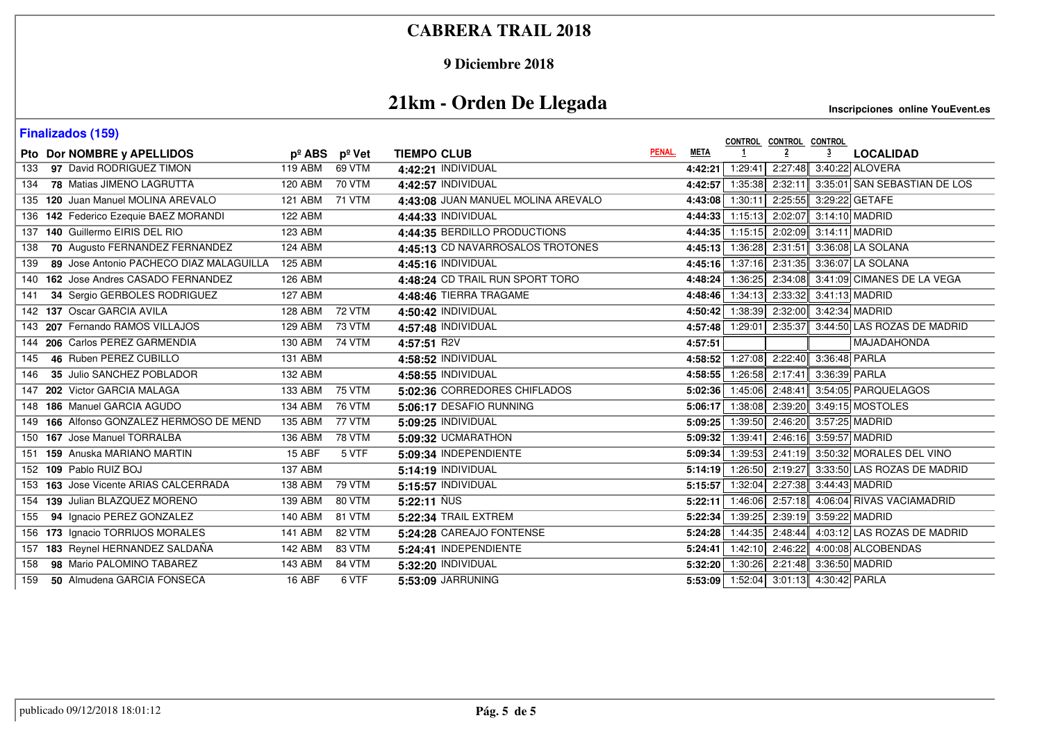# CABRERA TRAIL 2018

**9 Diciembre 2018**

## 21km - Orden De Llegada

**Inscripciones online YouEvent.es**

**Finalizados (159)**

| Pto | Dor | NOMBRE y APELLIDOS | pº ABS | pº Vet | TIEMPO | CLUB | PENAL. | META | CONTROL 1 | CONTROL 2 | CONTROL 3 | LOCALIDAD |
|---|---|---|---|---|---|---|---|---|---|---|---|---|
| 133 | 97 | David RODRIGUEZ TIMON | 119 ABM | 69 VTM | 4:42:21 | INDIVIDUAL | | 4:42:21 | 1:29:41 | 2:27:48 | 3:40:22 | ALOVERA |
| 134 | 78 | Matias JIMENO LAGRUTTA | 120 ABM | 70 VTM | 4:42:57 | INDIVIDUAL | | 4:42:57 | 1:35:38 | 2:32:11 | 3:35:01 | SAN SEBASTIAN DE LOS |
| 135 | 120 | Juan Manuel MOLINA AREVALO | 121 ABM | 71 VTM | 4:43:08 | JUAN MANUEL MOLINA AREVALO | | 4:43:08 | 1:30:11 | 2:25:55 | 3:29:22 | GETAFE |
| 136 | 142 | Federico Ezequie BAEZ MORANDI | 122 ABM | | 4:44:33 | INDIVIDUAL | | 4:44:33 | 1:15:13 | 2:02:07 | 3:14:10 | MADRID |
| 137 | 140 | Guillermo EIRIS DEL RIO | 123 ABM | | 4:44:35 | BERDILLO PRODUCTIONS | | 4:44:35 | 1:15:15 | 2:02:09 | 3:14:11 | MADRID |
| 138 | 70 | Augusto FERNANDEZ FERNANDEZ | 124 ABM | | 4:45:13 | CD NAVARROSALOS TROTONES | | 4:45:13 | 1:36:28 | 2:31:51 | 3:36:08 | LA SOLANA |
| 139 | 89 | Jose Antonio PACHECO DIAZ MALAGUILLA | 125 ABM | | 4:45:16 | INDIVIDUAL | | 4:45:16 | 1:37:16 | 2:31:35 | 3:36:07 | LA SOLANA |
| 140 | 162 | Jose Andres CASADO FERNANDEZ | 126 ABM | | 4:48:24 | CD TRAIL RUN SPORT TORO | | 4:48:24 | 1:36:25 | 2:34:08 | 3:41:09 | CIMANES DE LA VEGA |
| 141 | 34 | Sergio GERBOLES RODRIGUEZ | 127 ABM | | 4:48:46 | TIERRA TRAGAME | | 4:48:46 | 1:34:13 | 2:33:32 | 3:41:13 | MADRID |
| 142 | 137 | Oscar GARCIA AVILA | 128 ABM | 72 VTM | 4:50:42 | INDIVIDUAL | | 4:50:42 | 1:38:39 | 2:32:00 | 3:42:34 | MADRID |
| 143 | 207 | Fernando RAMOS VILLAJOS | 129 ABM | 73 VTM | 4:57:48 | INDIVIDUAL | | 4:57:48 | 1:29:01 | 2:35:37 | 3:44:50 | LAS ROZAS DE MADRID |
| 144 | 206 | Carlos PEREZ GARMENDIA | 130 ABM | 74 VTM | 4:57:51 | R2V | | 4:57:51 | | | | MAJADAHONDA |
| 145 | 46 | Ruben PEREZ CUBILLO | 131 ABM | | 4:58:52 | INDIVIDUAL | | 4:58:52 | 1:27:08 | 2:22:40 | 3:36:48 | PARLA |
| 146 | 35 | Julio SANCHEZ POBLADOR | 132 ABM | | 4:58:55 | INDIVIDUAL | | 4:58:55 | 1:26:58 | 2:17:41 | 3:36:39 | PARLA |
| 147 | 202 | Victor GARCIA MALAGA | 133 ABM | 75 VTM | 5:02:36 | CORREDORES CHIFLADOS | | 5:02:36 | 1:45:06 | 2:48:41 | 3:54:05 | PARQUELAGOS |
| 148 | 186 | Manuel GARCIA AGUDO | 134 ABM | 76 VTM | 5:06:17 | DESAFIO RUNNING | | 5:06:17 | 1:38:08 | 2:39:20 | 3:49:15 | MOSTOLES |
| 149 | 166 | Alfonso GONZALEZ HERMOSO DE MEND | 135 ABM | 77 VTM | 5:09:25 | INDIVIDUAL | | 5:09:25 | 1:39:50 | 2:46:20 | 3:57:25 | MADRID |
| 150 | 167 | Jose Manuel TORRALBA | 136 ABM | 78 VTM | 5:09:32 | UCMARATHON | | 5:09:32 | 1:39:41 | 2:46:16 | 3:59:57 | MADRID |
| 151 | 159 | Anuska MARIANO MARTIN | 15 ABF | 5 VTF | 5:09:34 | INDEPENDIENTE | | 5:09:34 | 1:39:53 | 2:41:19 | 3:50:32 | MORALES DEL VINO |
| 152 | 109 | Pablo RUIZ BOJ | 137 ABM | | 5:14:19 | INDIVIDUAL | | 5:14:19 | 1:26:50 | 2:19:27 | 3:33:50 | LAS ROZAS DE MADRID |
| 153 | 163 | Jose Vicente ARIAS CALCERRADA | 138 ABM | 79 VTM | 5:15:57 | INDIVIDUAL | | 5:15:57 | 1:32:04 | 2:27:38 | 3:44:43 | MADRID |
| 154 | 139 | Julian BLAZQUEZ MORENO | 139 ABM | 80 VTM | 5:22:11 | NUS | | 5:22:11 | 1:46:06 | 2:57:18 | 4:06:04 | RIVAS VACIAMADRID |
| 155 | 94 | Ignacio PEREZ GONZALEZ | 140 ABM | 81 VTM | 5:22:34 | TRAIL EXTREM | | 5:22:34 | 1:39:25 | 2:39:19 | 3:59:22 | MADRID |
| 156 | 173 | Ignacio TORRIJOS MORALES | 141 ABM | 82 VTM | 5:24:28 | CAREAJO FONTENSE | | 5:24:28 | 1:44:35 | 2:48:44 | 4:03:12 | LAS ROZAS DE MADRID |
| 157 | 183 | Reynel HERNANDEZ SALDAÑA | 142 ABM | 83 VTM | 5:24:41 | INDEPENDIENTE | | 5:24:41 | 1:42:10 | 2:46:22 | 4:00:08 | ALCOBENDAS |
| 158 | 98 | Mario PALOMINO TABAREZ | 143 ABM | 84 VTM | 5:32:20 | INDIVIDUAL | | 5:32:20 | 1:30:26 | 2:21:48 | 3:36:50 | MADRID |
| 159 | 50 | Almudena GARCIA FONSECA | 16 ABF | 6 VTF | 5:53:09 | JARRUNING | | 5:53:09 | 1:52:04 | 3:01:13 | 4:30:42 | PARLA |

publicado 09/12/2018 18:01:12